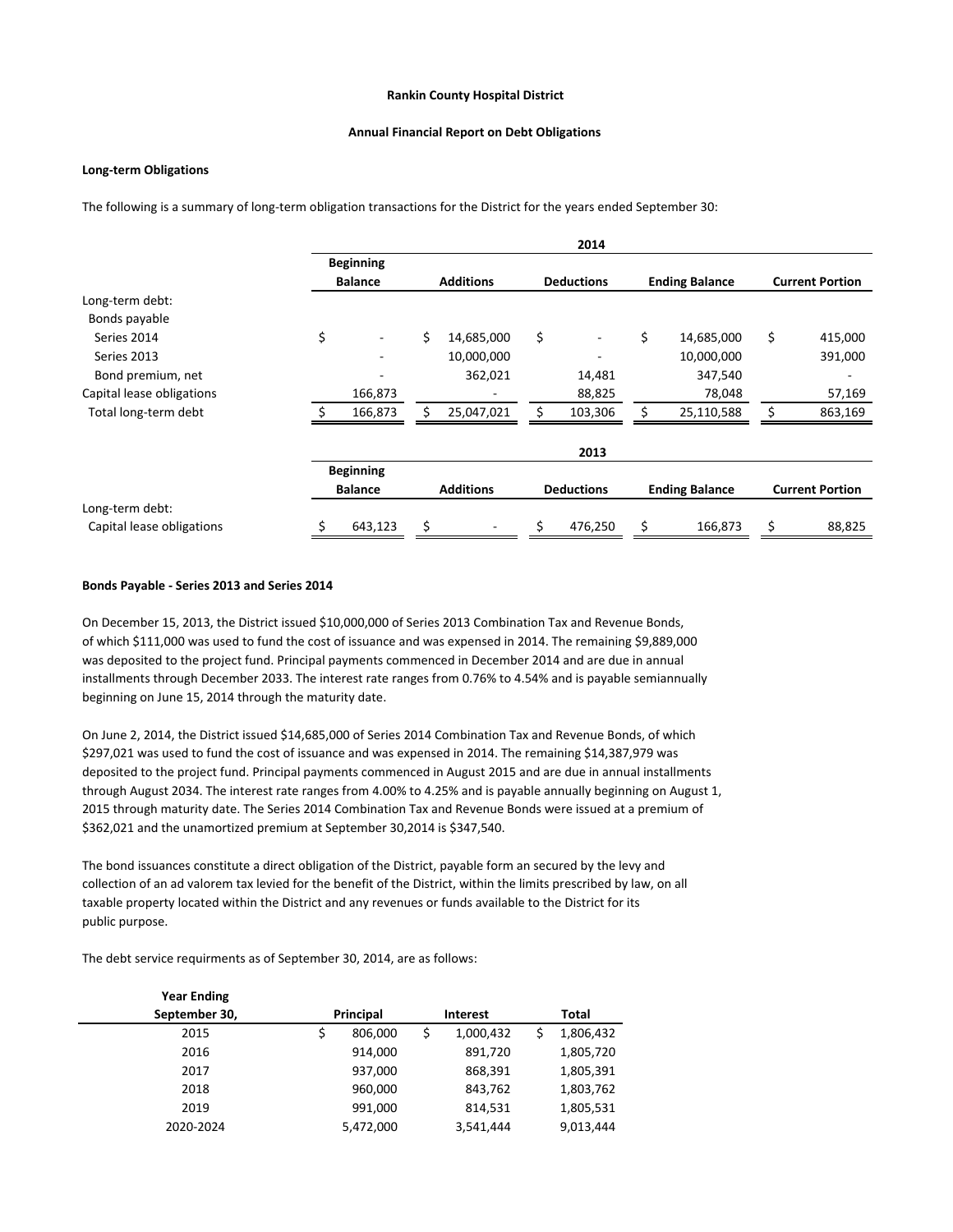**Rankin County Hospital District**

**Annual Financial Report on Debt Obligations**

**Long-term Obligations**

The following is a summary of long-term obligation transactions for the District for the years ended September 30:

| | 2014 | | | | |
|---|---|---|---|---|---|
| | Beginning Balance | Additions | Deductions | Ending Balance | Current Portion |
| Long-term debt: | | | | | |
| Bonds payable | | | | | |
| Series 2014 | $ - | $ 14,685,000 | $ - | $ 14,685,000 | $ 415,000 |
| Series 2013 | - | 10,000,000 | - | 10,000,000 | 391,000 |
| Bond premium, net | - | 362,021 | 14,481 | 347,540 | - |
| Capital lease obligations | 166,873 | - | 88,825 | 78,048 | 57,169 |
| Total long-term debt | $ 166,873 | $ 25,047,021 | $ 103,306 | $ 25,110,588 | $ 863,169 |

| | 2013 | | | | |
|---|---|---|---|---|---|
| | Beginning Balance | Additions | Deductions | Ending Balance | Current Portion |
| Long-term debt: | | | | | |
| Capital lease obligations | $ 643,123 | $ - | $ 476,250 | $ 166,873 | $ 88,825 |

**Bonds Payable - Series 2013 and Series 2014**

On December 15, 2013, the District issued $10,000,000 of Series 2013 Combination Tax and Revenue Bonds, of which $111,000 was used to fund the cost of issuance and was expensed in 2014. The remaining $9,889,000 was deposited to the project fund. Principal payments commenced in December 2014 and are due in annual installments through December 2033. The interest rate ranges from 0.76% to 4.54% and is payable semiannually beginning on June 15, 2014 through the maturity date.

On June 2, 2014, the District issued $14,685,000 of Series 2014 Combination Tax and Revenue Bonds, of which $297,021 was used to fund the cost of issuance and was expensed in 2014. The remaining $14,387,979 was deposited to the project fund. Principal payments commenced in August 2015 and are due in annual installments through August 2034. The interest rate ranges from 4.00% to 4.25% and is payable annually beginning on August 1, 2015 through maturity date. The Series 2014 Combination Tax and Revenue Bonds were issued at a premium of $362,021 and the unamortized premium at September 30,2014 is $347,540.

The bond issuances constitute a direct obligation of the District, payable form an secured by the levy and collection of an ad valorem tax levied for the benefit of the District, within the limits prescribed by law, on all taxable property located within the District and any revenues or funds available to the District for its public purpose.

The debt service requirments as of September 30, 2014, are as follows:

| Year Ending September 30, | Principal | Interest | Total |
|---|---|---|---|
| 2015 | $ 806,000 | $ 1,000,432 | $ 1,806,432 |
| 2016 | 914,000 | 891,720 | 1,805,720 |
| 2017 | 937,000 | 868,391 | 1,805,391 |
| 2018 | 960,000 | 843,762 | 1,803,762 |
| 2019 | 991,000 | 814,531 | 1,805,531 |
| 2020-2024 | 5,472,000 | 3,541,444 | 9,013,444 |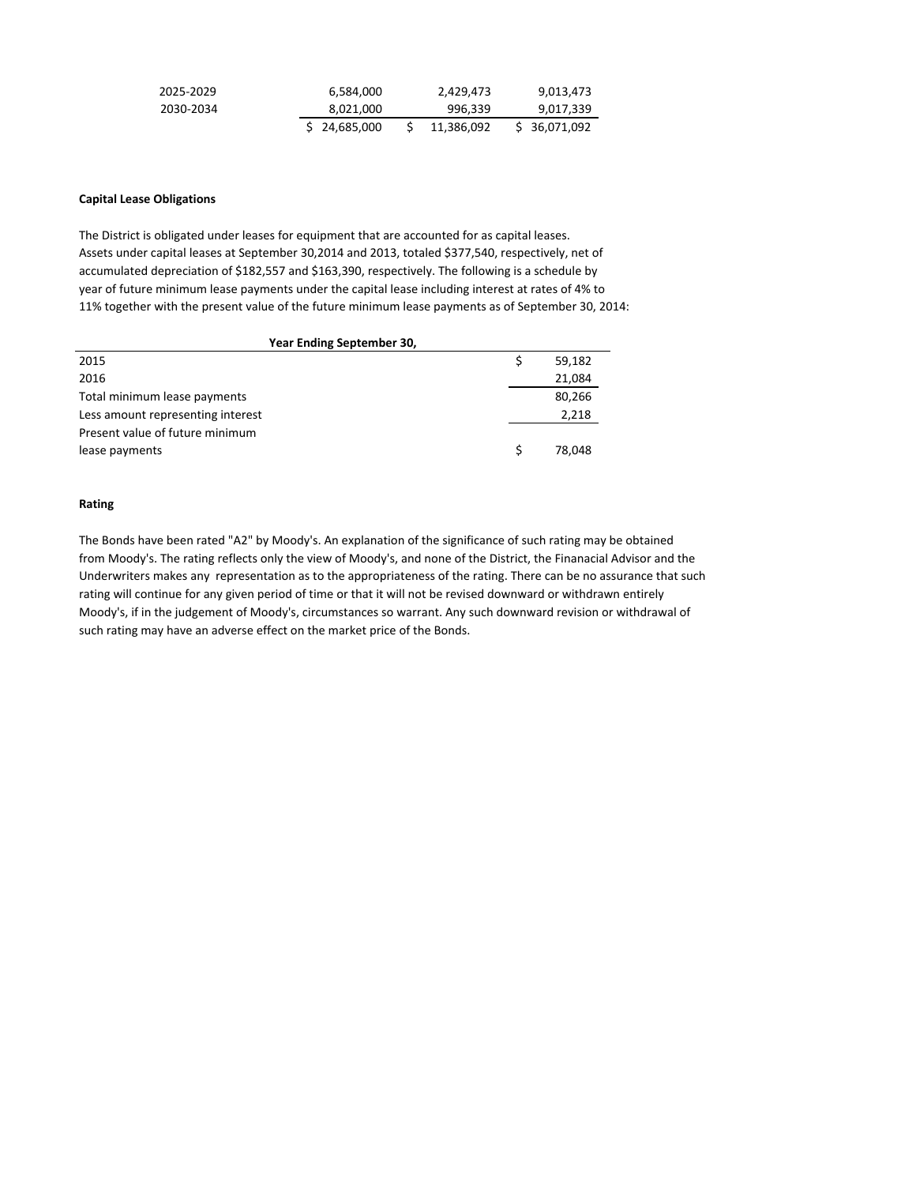| | | | |
|---|---|---|---|
| 2025-2029 | 6,584,000 | 2,429,473 | 9,013,473 |
| 2030-2034 | 8,021,000 | 996,339 | 9,017,339 |
| | $ 24,685,000 | $ 11,386,092 | $ 36,071,092 |

**Capital Lease Obligations**

The District is obligated under leases for equipment that are accounted for as capital leases. Assets under capital leases at September 30,2014 and 2013, totaled $377,540, respectively, net of accumulated depreciation of $182,557 and $163,390, respectively. The following is a schedule by year of future minimum lease payments under the capital lease including interest at rates of 4% to 11% together with the present value of the future minimum lease payments as of September 30, 2014:

| Year Ending September 30, | |
|---|---|
| 2015 | $ 59,182 |
| 2016 | 21,084 |
| Total minimum lease payments | 80,266 |
| Less amount representing interest | 2,218 |
| Present value of future minimum lease payments | $ 78,048 |

**Rating**

The Bonds have been rated "A2" by Moody's. An explanation of the significance of such rating may be obtained from Moody's. The rating reflects only the view of Moody's, and none of the District, the Finanacial Advisor and the Underwriters makes any representation as to the appropriateness of the rating. There can be no assurance that such rating will continue for any given period of time or that it will not be revised downward or withdrawn entirely Moody's, if in the judgement of Moody's, circumstances so warrant. Any such downward revision or withdrawal of such rating may have an adverse effect on the market price of the Bonds.